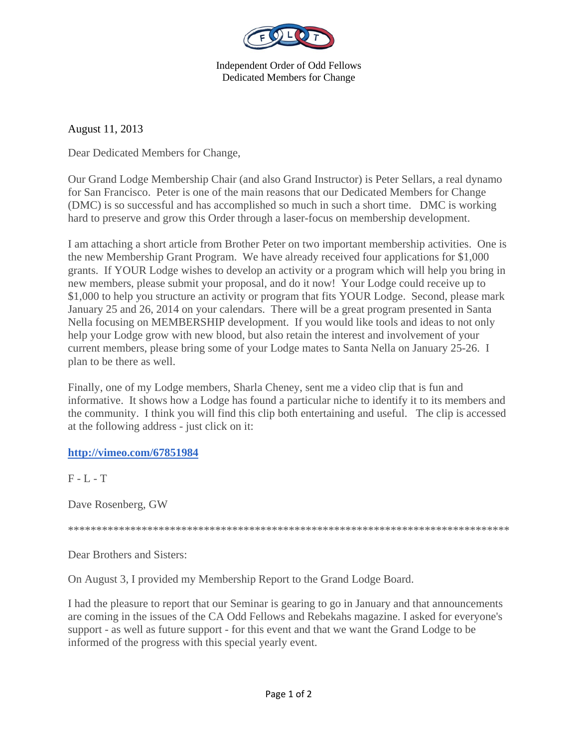Independent Order of Odd Fellows
Dedicated Members for Change

August 11, 2013

Dear Dedicated Members for Change,

Our Grand Lodge Membership Chair (and also Grand Instructor) is Peter Sellars, a real dynamo for San Francisco. Peter is one of the main reasons that our Dedicated Members for Change (DMC) is so successful and has accomplished so much in such a short time. DMC is working hard to preserve and grow this Order through a laser-focus on membership development.

I am attaching a short article from Brother Peter on two important membership activities. One is the new Membership Grant Program. We have already received four applications for $1,000 grants. If YOUR Lodge wishes to develop an activity or a program which will help you bring in new members, please submit your proposal, and do it now! Your Lodge could receive up to $1,000 to help you structure an activity or program that fits YOUR Lodge. Second, please mark January 25 and 26, 2014 on your calendars. There will be a great program presented in Santa Nella focusing on MEMBERSHIP development. If you would like tools and ideas to not only help your Lodge grow with new blood, but also retain the interest and involvement of your current members, please bring some of your Lodge mates to Santa Nella on January 25-26. I plan to be there as well.

Finally, one of my Lodge members, Sharla Cheney, sent me a video clip that is fun and informative. It shows how a Lodge has found a particular niche to identify it to its members and the community. I think you will find this clip both entertaining and useful. The clip is accessed at the following address - just click on it:

**[http://vimeo.com/67851984](http://vimeo.com/67851984)**

F - L - T

Dave Rosenberg, GW

*********************************************************************************

Dear Brothers and Sisters:

On August 3, I provided my Membership Report to the Grand Lodge Board.

I had the pleasure to report that our Seminar is gearing to go in January and that announcements are coming in the issues of the CA Odd Fellows and Rebekahs magazine. I asked for everyone's support - as well as future support - for this event and that we want the Grand Lodge to be informed of the progress with this special yearly event.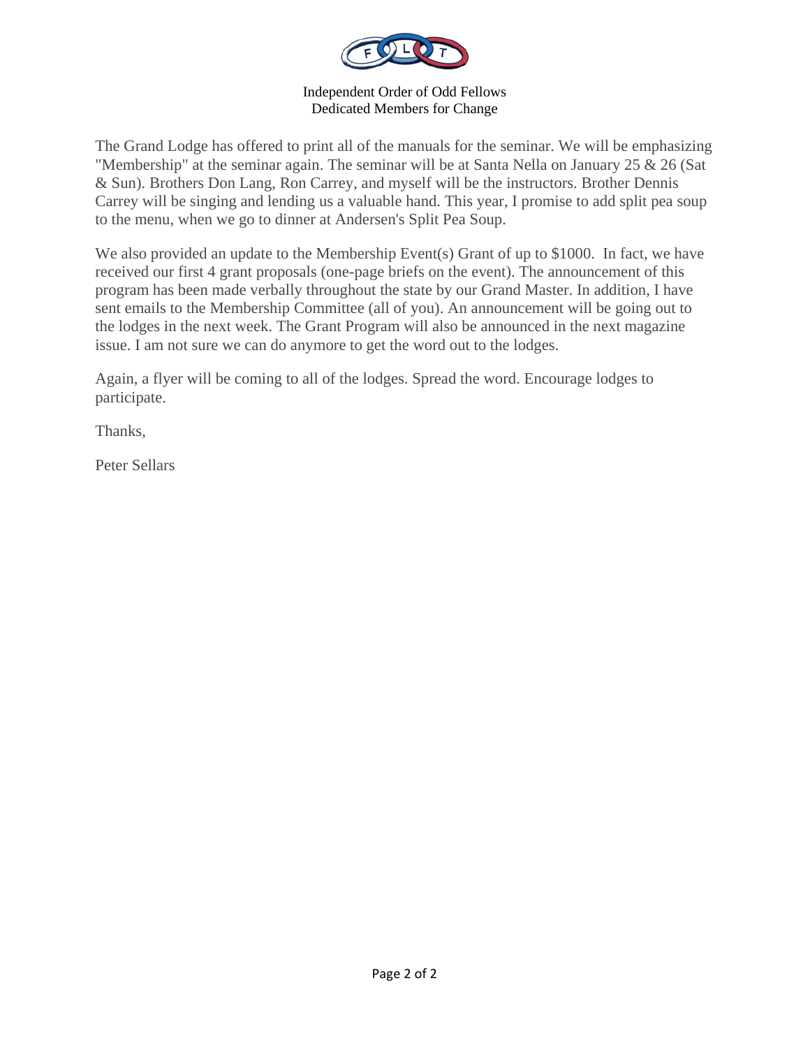Independent Order of Odd Fellows
Dedicated Members for Change

The Grand Lodge has offered to print all of the manuals for the seminar. We will be emphasizing "Membership" at the seminar again. The seminar will be at Santa Nella on January 25 & 26 (Sat & Sun). Brothers Don Lang, Ron Carrey, and myself will be the instructors. Brother Dennis Carrey will be singing and lending us a valuable hand. This year, I promise to add split pea soup to the menu, when we go to dinner at Andersen's Split Pea Soup.

We also provided an update to the Membership Event(s) Grant of up to $1000. In fact, we have received our first 4 grant proposals (one-page briefs on the event). The announcement of this program has been made verbally throughout the state by our Grand Master. In addition, I have sent emails to the Membership Committee (all of you). An announcement will be going out to the lodges in the next week. The Grant Program will also be announced in the next magazine issue. I am not sure we can do anymore to get the word out to the lodges.

Again, a flyer will be coming to all of the lodges. Spread the word. Encourage lodges to participate.

Thanks,

Peter Sellars